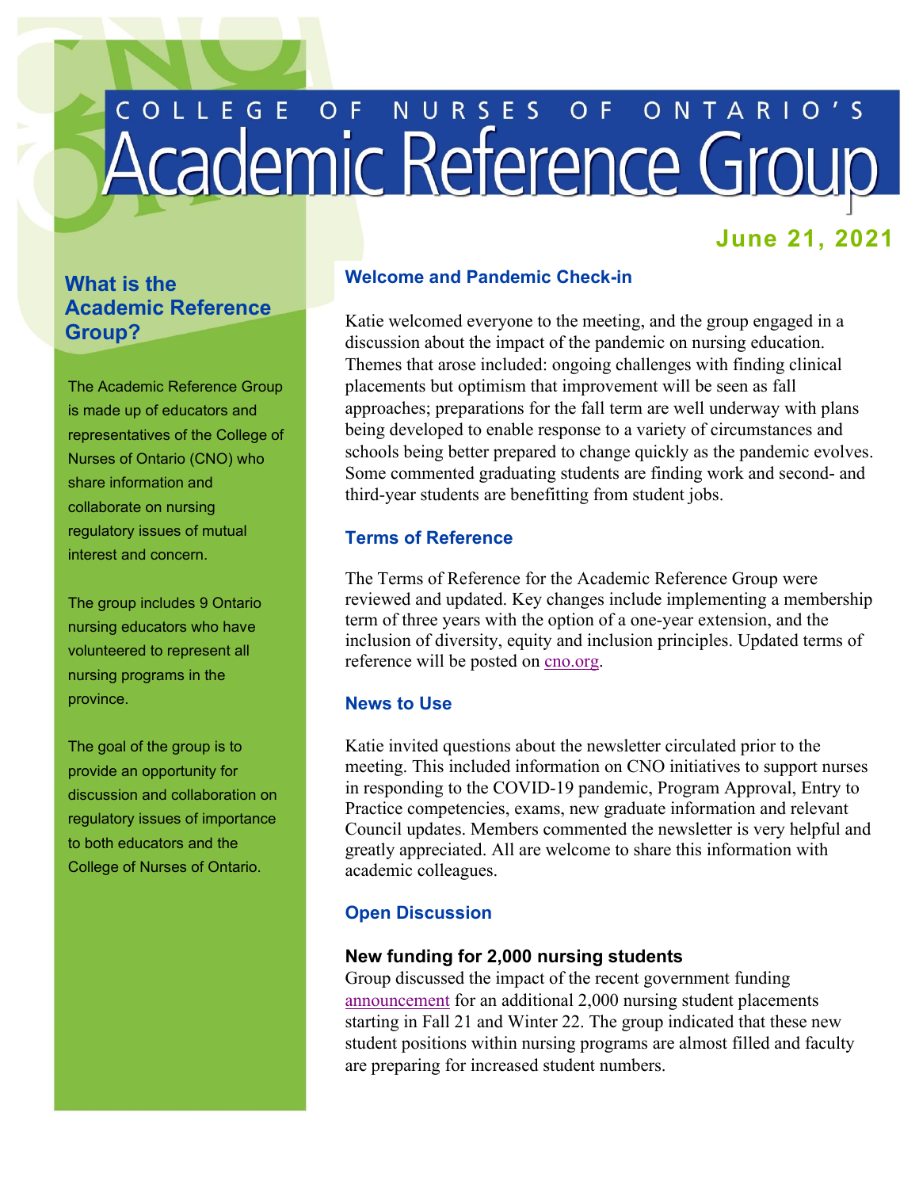# COLLEGE OF NURSES OF ONTARIO'S Academic Reference Group

**June 21, 2021**

## What is the Academic Reference Group?

The Academic Reference Group is made up of educators and representatives of the College of Nurses of Ontario (CNO) who share information and collaborate on nursing regulatory issues of mutual interest and concern.

The group includes 9 Ontario nursing educators who have volunteered to represent all nursing programs in the province.

The goal of the group is to provide an opportunity for discussion and collaboration on regulatory issues of importance to both educators and the College of Nurses of Ontario.

## Welcome and Pandemic Check-in

Katie welcomed everyone to the meeting, and the group engaged in a discussion about the impact of the pandemic on nursing education. Themes that arose included: ongoing challenges with finding clinical placements but optimism that improvement will be seen as fall approaches; preparations for the fall term are well underway with plans being developed to enable response to a variety of circumstances and schools being better prepared to change quickly as the pandemic evolves. Some commented graduating students are finding work and second- and third-year students are benefitting from student jobs.

## Terms of Reference

The Terms of Reference for the Academic Reference Group were reviewed and updated. Key changes include implementing a membership term of three years with the option of a one-year extension, and the inclusion of diversity, equity and inclusion principles. Updated terms of reference will be posted on cno.org.

## News to Use

Katie invited questions about the newsletter circulated prior to the meeting. This included information on CNO initiatives to support nurses in responding to the COVID-19 pandemic, Program Approval, Entry to Practice competencies, exams, new graduate information and relevant Council updates. Members commented the newsletter is very helpful and greatly appreciated. All are welcome to share this information with academic colleagues.

## Open Discussion

### New funding for 2,000 nursing students

Group discussed the impact of the recent government funding announcement for an additional 2,000 nursing student placements starting in Fall 21 and Winter 22. The group indicated that these new student positions within nursing programs are almost filled and faculty are preparing for increased student numbers.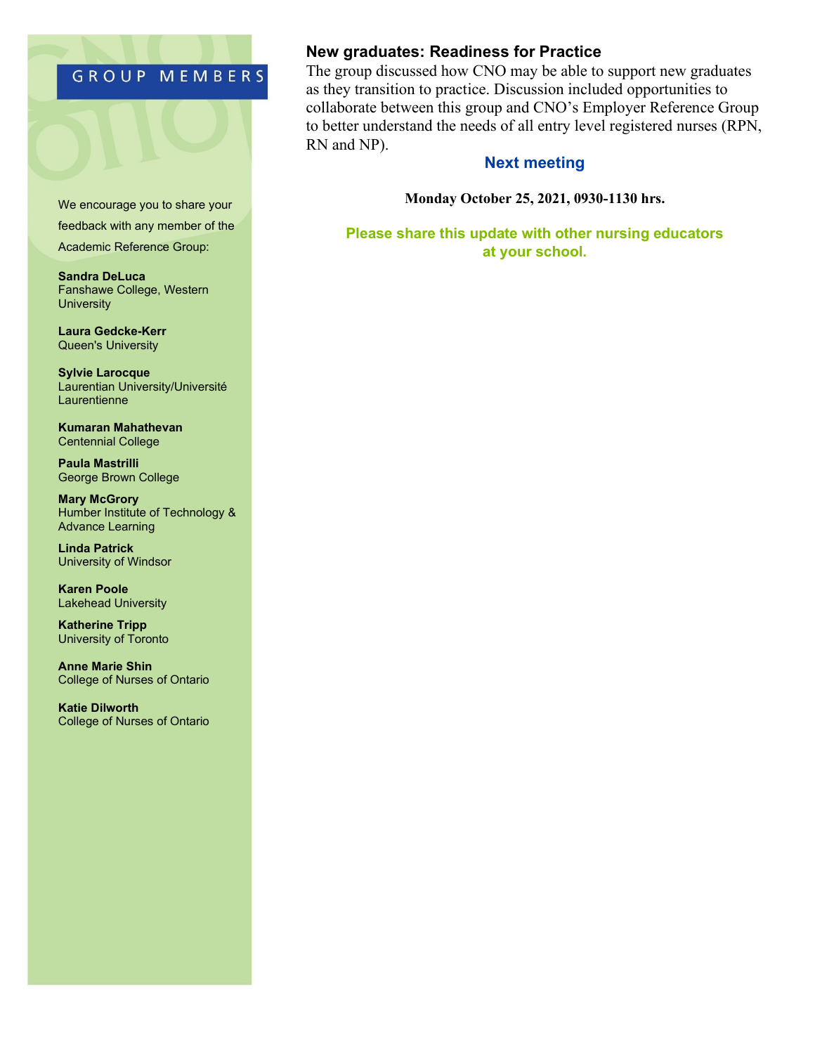## GROUP MEMBERS

We encourage you to share your feedback with any member of the Academic Reference Group:

**Sandra DeLuca**
Fanshawe College, Western University

**Laura Gedcke-Kerr**
Queen's University

**Sylvie Larocque**
Laurentian University/Université Laurentienne

**Kumaran Mahathevan**
Centennial College

**Paula Mastrilli**
George Brown College

**Mary McGrory**
Humber Institute of Technology & Advance Learning

**Linda Patrick**
University of Windsor

**Karen Poole**
Lakehead University

**Katherine Tripp**
University of Toronto

**Anne Marie Shin**
College of Nurses of Ontario

**Katie Dilworth**
College of Nurses of Ontario

### New graduates: Readiness for Practice

The group discussed how CNO may be able to support new graduates as they transition to practice. Discussion included opportunities to collaborate between this group and CNO's Employer Reference Group to better understand the needs of all entry level registered nurses (RPN, RN and NP).

### Next meeting

**Monday October 25, 2021, 0930-1130 hrs.**

**Please share this update with other nursing educators at your school.**